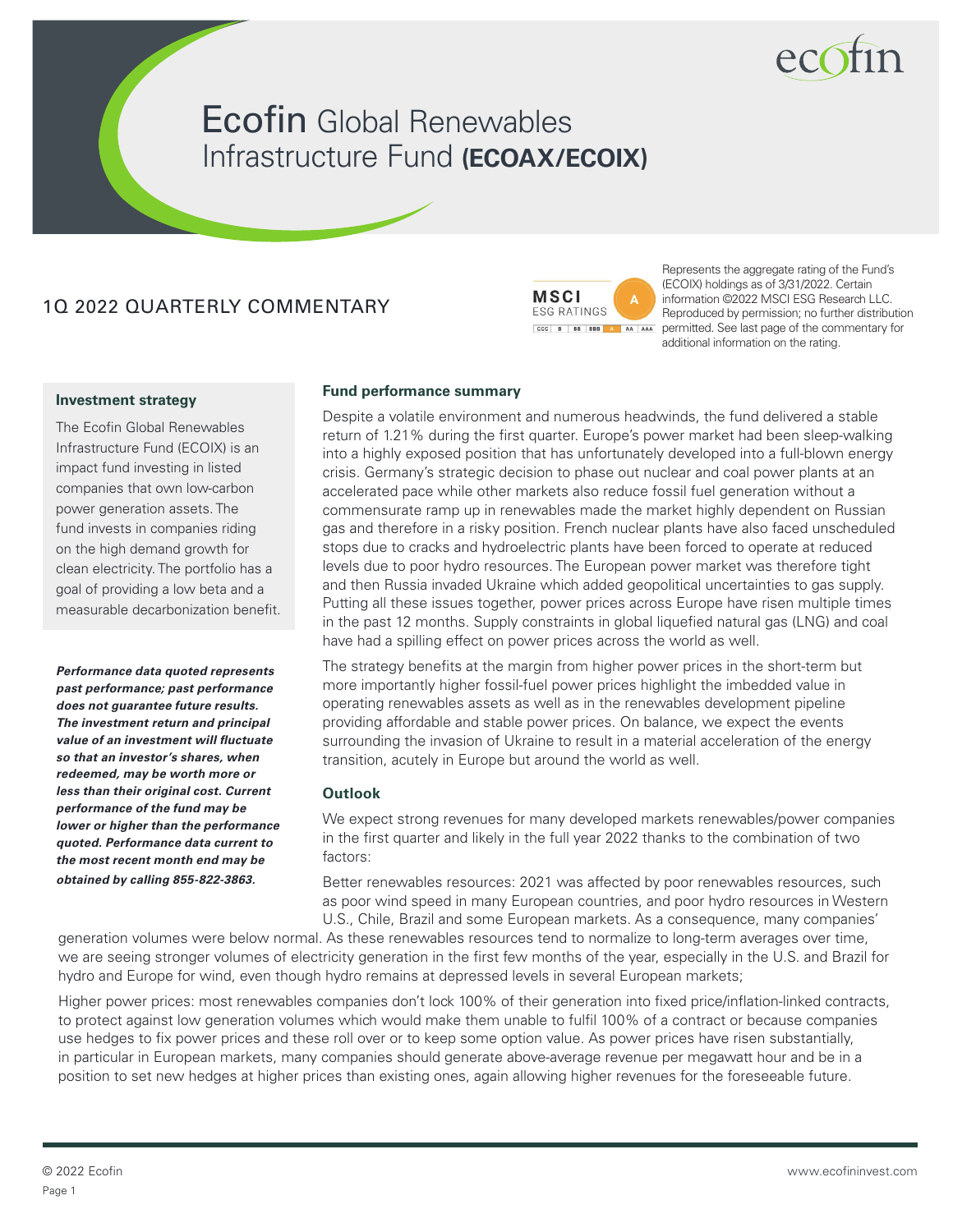# Ecofin Global Renewables Infrastructure Fund (ECOAX/ECOIX)

## 1Q 2022 QUARTERLY COMMENTARY

MSCI ESG RATINGS: A

Represents the aggregate rating of the Fund's (ECOIX) holdings as of 3/31/2022. Certain information ©2022 MSCI ESG Research LLC. Reproduced by permission; no further distribution permitted. See last page of the commentary for additional information on the rating.

### Investment strategy

The Ecofin Global Renewables Infrastructure Fund (ECOIX) is an impact fund investing in listed companies that own low-carbon power generation assets. The fund invests in companies riding on the high demand growth for clean electricity. The portfolio has a goal of providing a low beta and a measurable decarbonization benefit.

***Performance data quoted represents past performance; past performance does not guarantee future results. The investment return and principal value of an investment will fluctuate so that an investor's shares, when redeemed, may be worth more or less than their original cost. Current performance of the fund may be lower or higher than the performance quoted. Performance data current to the most recent month end may be obtained by calling 855-822-3863.***

### Fund performance summary

Despite a volatile environment and numerous headwinds, the fund delivered a stable return of 1.21% during the first quarter. Europe's power market had been sleep-walking into a highly exposed position that has unfortunately developed into a full-blown energy crisis. Germany's strategic decision to phase out nuclear and coal power plants at an accelerated pace while other markets also reduce fossil fuel generation without a commensurate ramp up in renewables made the market highly dependent on Russian gas and therefore in a risky position. French nuclear plants have also faced unscheduled stops due to cracks and hydroelectric plants have been forced to operate at reduced levels due to poor hydro resources. The European power market was therefore tight and then Russia invaded Ukraine which added geopolitical uncertainties to gas supply. Putting all these issues together, power prices across Europe have risen multiple times in the past 12 months. Supply constraints in global liquefied natural gas (LNG) and coal have had a spilling effect on power prices across the world as well.

The strategy benefits at the margin from higher power prices in the short-term but more importantly higher fossil-fuel power prices highlight the imbedded value in operating renewables assets as well as in the renewables development pipeline providing affordable and stable power prices. On balance, we expect the events surrounding the invasion of Ukraine to result in a material acceleration of the energy transition, acutely in Europe but around the world as well.

### Outlook

We expect strong revenues for many developed markets renewables/power companies in the first quarter and likely in the full year 2022 thanks to the combination of two factors:

Better renewables resources: 2021 was affected by poor renewables resources, such as poor wind speed in many European countries, and poor hydro resources in Western U.S., Chile, Brazil and some European markets. As a consequence, many companies' generation volumes were below normal. As these renewables resources tend to normalize to long-term averages over time, we are seeing stronger volumes of electricity generation in the first few months of the year, especially in the U.S. and Brazil for hydro and Europe for wind, even though hydro remains at depressed levels in several European markets;

Higher power prices: most renewables companies don't lock 100% of their generation into fixed price/inflation-linked contracts, to protect against low generation volumes which would make them unable to fulfil 100% of a contract or because companies use hedges to fix power prices and these roll over or to keep some option value. As power prices have risen substantially, in particular in European markets, many companies should generate above-average revenue per megawatt hour and be in a position to set new hedges at higher prices than existing ones, again allowing higher revenues for the foreseeable future.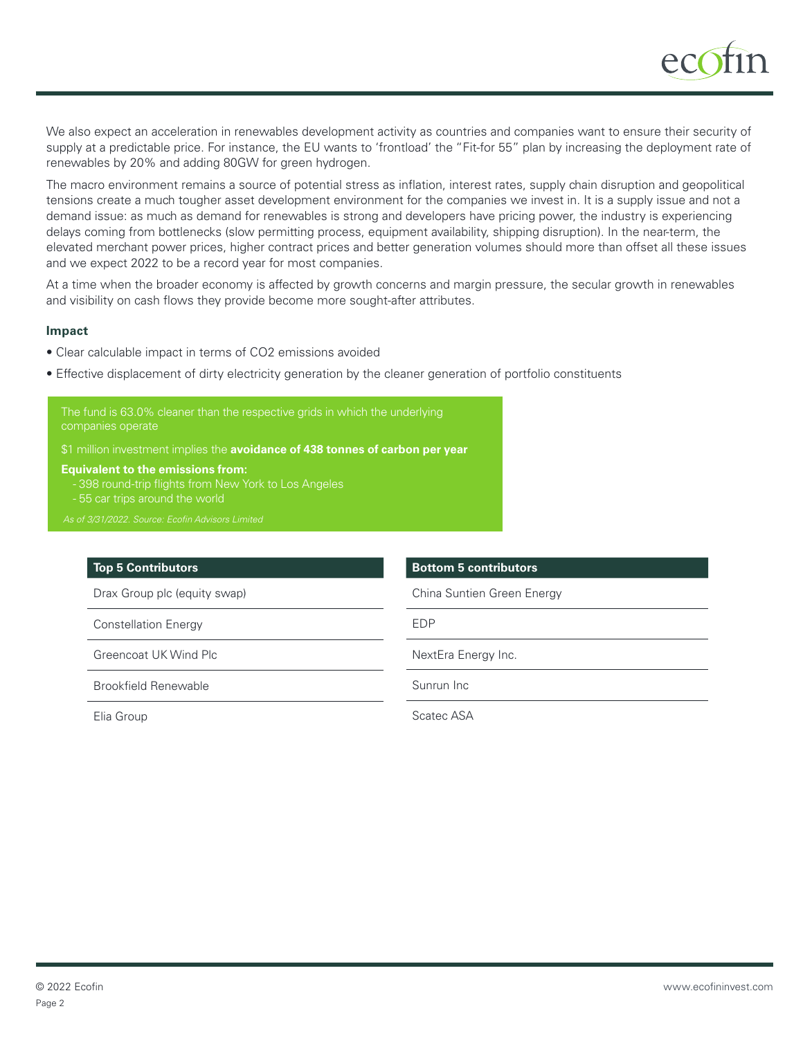We also expect an acceleration in renewables development activity as countries and companies want to ensure their security of supply at a predictable price. For instance, the EU wants to 'frontload' the "Fit-for 55" plan by increasing the deployment rate of renewables by 20% and adding 80GW for green hydrogen.

The macro environment remains a source of potential stress as inflation, interest rates, supply chain disruption and geopolitical tensions create a much tougher asset development environment for the companies we invest in. It is a supply issue and not a demand issue: as much as demand for renewables is strong and developers have pricing power, the industry is experiencing delays coming from bottlenecks (slow permitting process, equipment availability, shipping disruption). In the near-term, the elevated merchant power prices, higher contract prices and better generation volumes should more than offset all these issues and we expect 2022 to be a record year for most companies.

At a time when the broader economy is affected by growth concerns and margin pressure, the secular growth in renewables and visibility on cash flows they provide become more sought-after attributes.

### Impact

- Clear calculable impact in terms of $CO_2$ emissions avoided
- Effective displacement of dirty electricity generation by the cleaner generation of portfolio constituents

The fund is 63.0% cleaner than the respective grids in which the underlying companies operate

$1 million investment implies the **avoidance of 438 tonnes of carbon per year**

**Equivalent to the emissions from:**
- 398 round-trip flights from New York to Los Angeles
- 55 car trips around the world

*As of 3/31/2022. Source: Ecofin Advisors Limited*

| Top 5 Contributors | Bottom 5 contributors |
|---|---|
| Drax Group plc (equity swap) | China Suntien Green Energy |
| Constellation Energy | EDP |
| Greencoat UK Wind Plc | NextEra Energy Inc. |
| Brookfield Renewable | Sunrun Inc |
| Elia Group | Scatec ASA |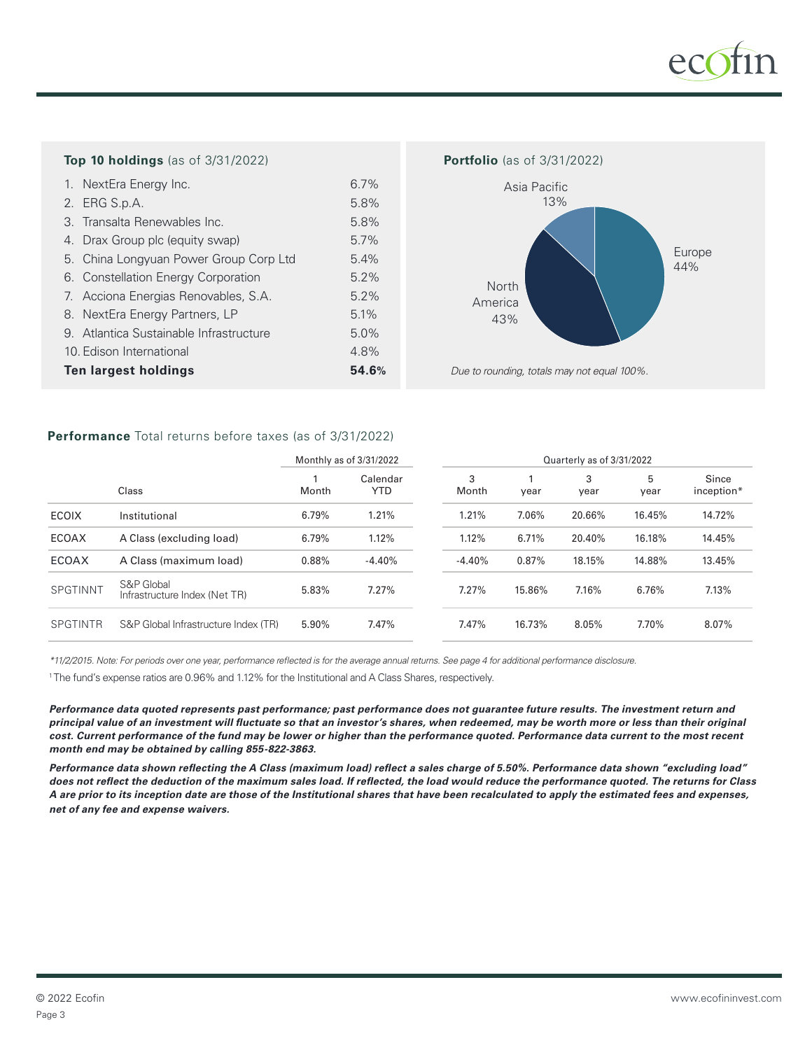### Top 10 holdings (as of 3/31/2022)

| | |
|---|---|
| 1. NextEra Energy Inc. | 6.7% |
| 2. ERG S.p.A. | 5.8% |
| 3. Transalta Renewables Inc. | 5.8% |
| 4. Drax Group plc (equity swap) | 5.7% |
| 5. China Longyuan Power Group Corp Ltd | 5.4% |
| 6. Constellation Energy Corporation | 5.2% |
| 7. Acciona Energias Renovables, S.A. | 5.2% |
| 8. NextEra Energy Partners, LP | 5.1% |
| 9. Atlantica Sustainable Infrastructure | 5.0% |
| 10. Edison International | 4.8% |
| **Ten largest holdings** | **54.6%** |

### Portfolio (as of 3/31/2022)

| Region | Weight |
|---|---|
| Europe | 44% |
| North America | 43% |
| Asia Pacific | 13% |

*Due to rounding, totals may not equal 100%.*

### Performance Total returns before taxes (as of 3/31/2022)

| | | Monthly as of 3/31/2022 | | Quarterly as of 3/31/2022 | | | | |
|---|---|---|---|---|---|---|---|---|
| | Class | 1 Month | Calendar YTD | 3 Month | 1 year | 3 year | 5 year | Since inception* |
| ECOIX | Institutional | 6.79% | 1.21% | 1.21% | 7.06% | 20.66% | 16.45% | 14.72% |
| ECOAX | A Class (excluding load) | 6.79% | 1.12% | 1.12% | 6.71% | 20.40% | 16.18% | 14.45% |
| ECOAX | A Class (maximum load) | 0.88% | -4.40% | -4.40% | 0.87% | 18.15% | 14.88% | 13.45% |
| SPGTINNT | S&P Global Infrastructure Index (Net TR) | 5.83% | 7.27% | 7.27% | 15.86% | 7.16% | 6.76% | 7.13% |
| SPGTINTR | S&P Global Infrastructure Index (TR) | 5.90% | 7.47% | 7.47% | 16.73% | 8.05% | 7.70% | 8.07% |

*\*11/2/2015. Note: For periods over one year, performance reflected is for the average annual returns. See page 4 for additional performance disclosure.*

[1] The fund's expense ratios are 0.96% and 1.12% for the Institutional and A Class Shares, respectively.

***Performance data quoted represents past performance; past performance does not guarantee future results. The investment return and principal value of an investment will fluctuate so that an investor's shares, when redeemed, may be worth more or less than their original cost. Current performance of the fund may be lower or higher than the performance quoted. Performance data current to the most recent month end may be obtained by calling 855-822-3863.***

***Performance data shown reflecting the A Class (maximum load) reflect a sales charge of 5.50%. Performance data shown "excluding load" does not reflect the deduction of the maximum sales load. If reflected, the load would reduce the performance quoted. The returns for Class A are prior to its inception date are those of the Institutional shares that have been recalculated to apply the estimated fees and expenses, net of any fee and expense waivers.***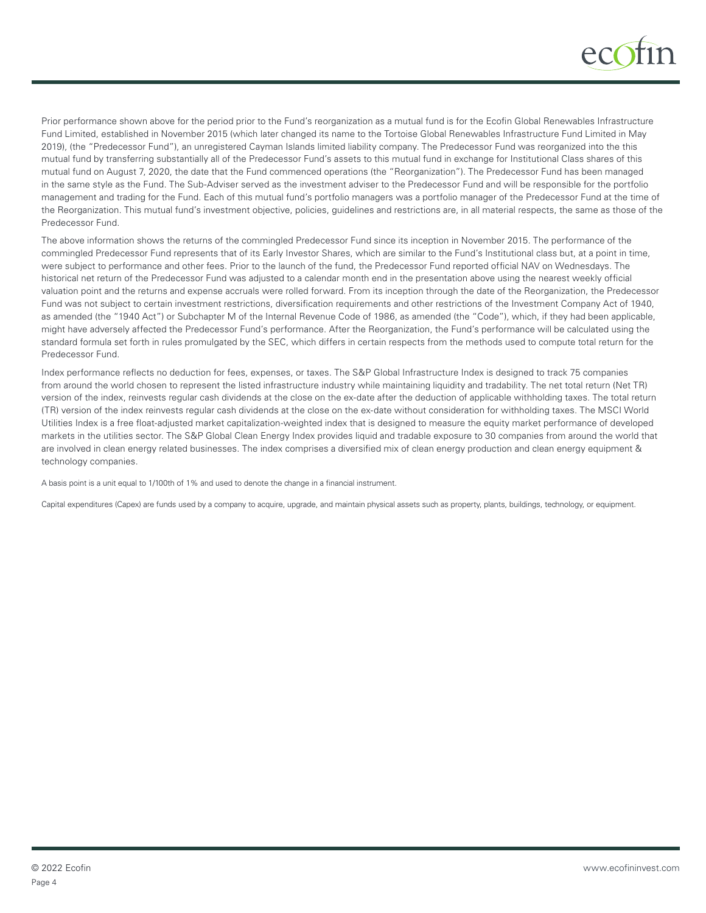Prior performance shown above for the period prior to the Fund's reorganization as a mutual fund is for the Ecofin Global Renewables Infrastructure Fund Limited, established in November 2015 (which later changed its name to the Tortoise Global Renewables Infrastructure Fund Limited in May 2019), (the "Predecessor Fund"), an unregistered Cayman Islands limited liability company. The Predecessor Fund was reorganized into the this mutual fund by transferring substantially all of the Predecessor Fund's assets to this mutual fund in exchange for Institutional Class shares of this mutual fund on August 7, 2020, the date that the Fund commenced operations (the "Reorganization"). The Predecessor Fund has been managed in the same style as the Fund. The Sub-Adviser served as the investment adviser to the Predecessor Fund and will be responsible for the portfolio management and trading for the Fund. Each of this mutual fund's portfolio managers was a portfolio manager of the Predecessor Fund at the time of the Reorganization. This mutual fund's investment objective, policies, guidelines and restrictions are, in all material respects, the same as those of the Predecessor Fund.

The above information shows the returns of the commingled Predecessor Fund since its inception in November 2015. The performance of the commingled Predecessor Fund represents that of its Early Investor Shares, which are similar to the Fund's Institutional class but, at a point in time, were subject to performance and other fees. Prior to the launch of the fund, the Predecessor Fund reported official NAV on Wednesdays. The historical net return of the Predecessor Fund was adjusted to a calendar month end in the presentation above using the nearest weekly official valuation point and the returns and expense accruals were rolled forward. From its inception through the date of the Reorganization, the Predecessor Fund was not subject to certain investment restrictions, diversification requirements and other restrictions of the Investment Company Act of 1940, as amended (the "1940 Act") or Subchapter M of the Internal Revenue Code of 1986, as amended (the "Code"), which, if they had been applicable, might have adversely affected the Predecessor Fund's performance. After the Reorganization, the Fund's performance will be calculated using the standard formula set forth in rules promulgated by the SEC, which differs in certain respects from the methods used to compute total return for the Predecessor Fund.

Index performance reflects no deduction for fees, expenses, or taxes. The S&P Global Infrastructure Index is designed to track 75 companies from around the world chosen to represent the listed infrastructure industry while maintaining liquidity and tradability. The net total return (Net TR) version of the index, reinvests regular cash dividends at the close on the ex-date after the deduction of applicable withholding taxes. The total return (TR) version of the index reinvests regular cash dividends at the close on the ex-date without consideration for withholding taxes. The MSCI World Utilities Index is a free float-adjusted market capitalization-weighted index that is designed to measure the equity market performance of developed markets in the utilities sector. The S&P Global Clean Energy Index provides liquid and tradable exposure to 30 companies from around the world that are involved in clean energy related businesses. The index comprises a diversified mix of clean energy production and clean energy equipment & technology companies.

A basis point is a unit equal to 1/100th of 1% and used to denote the change in a financial instrument.

Capital expenditures (Capex) are funds used by a company to acquire, upgrade, and maintain physical assets such as property, plants, buildings, technology, or equipment.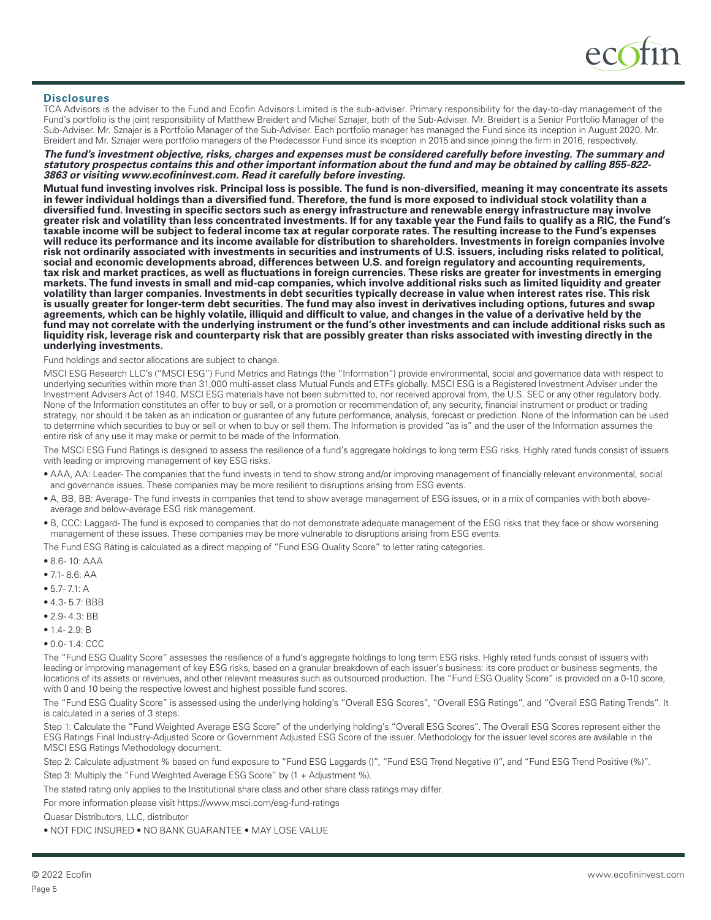## Disclosures

TCA Advisors is the adviser to the Fund and Ecofin Advisors Limited is the sub-adviser. Primary responsibility for the day-to-day management of the Fund's portfolio is the joint responsibility of Matthew Breidert and Michel Sznajer, both of the Sub-Adviser. Mr. Breidert is a Senior Portfolio Manager of the Sub-Adviser. Mr. Sznajer is a Portfolio Manager of the Sub-Adviser. Each portfolio manager has managed the Fund since its inception in August 2020. Mr. Breidert and Mr. Sznajer were portfolio managers of the Predecessor Fund since its inception in 2015 and since joining the firm in 2016, respectively.

***The fund's investment objective, risks, charges and expenses must be considered carefully before investing. The summary and statutory prospectus contains this and other important information about the fund and may be obtained by calling 855-822-3863 or visiting www.ecofininvest.com. Read it carefully before investing.***

**Mutual fund investing involves risk. Principal loss is possible. The fund is non-diversified, meaning it may concentrate its assets in fewer individual holdings than a diversified fund. Therefore, the fund is more exposed to individual stock volatility than a diversified fund. Investing in specific sectors such as energy infrastructure and renewable energy infrastructure may involve greater risk and volatility than less concentrated investments. If for any taxable year the Fund fails to qualify as a RIC, the Fund's taxable income will be subject to federal income tax at regular corporate rates. The resulting increase to the Fund's expenses will reduce its performance and its income available for distribution to shareholders. Investments in foreign companies involve risk not ordinarily associated with investments in securities and instruments of U.S. issuers, including risks related to political, social and economic developments abroad, differences between U.S. and foreign regulatory and accounting requirements, tax risk and market practices, as well as fluctuations in foreign currencies. These risks are greater for investments in emerging markets. The fund invests in small and mid-cap companies, which involve additional risks such as limited liquidity and greater volatility than larger companies. Investments in debt securities typically decrease in value when interest rates rise. This risk is usually greater for longer-term debt securities. The fund may also invest in derivatives including options, futures and swap agreements, which can be highly volatile, illiquid and difficult to value, and changes in the value of a derivative held by the fund may not correlate with the underlying instrument or the fund's other investments and can include additional risks such as liquidity risk, leverage risk and counterparty risk that are possibly greater than risks associated with investing directly in the underlying investments.**

Fund holdings and sector allocations are subject to change.

MSCI ESG Research LLC's ("MSCI ESG") Fund Metrics and Ratings (the "Information") provide environmental, social and governance data with respect to underlying securities within more than 31,000 multi-asset class Mutual Funds and ETFs globally. MSCI ESG is a Registered Investment Adviser under the Investment Advisers Act of 1940. MSCI ESG materials have not been submitted to, nor received approval from, the U.S. SEC or any other regulatory body. None of the Information constitutes an offer to buy or sell, or a promotion or recommendation of, any security, financial instrument or product or trading strategy, nor should it be taken as an indication or guarantee of any future performance, analysis, forecast or prediction. None of the Information can be used to determine which securities to buy or sell or when to buy or sell them. The Information is provided "as is" and the user of the Information assumes the entire risk of any use it may make or permit to be made of the Information.

The MSCI ESG Fund Ratings is designed to assess the resilience of a fund's aggregate holdings to long term ESG risks. Highly rated funds consist of issuers with leading or improving management of key ESG risks.

- AAA, AA: Leader- The companies that the fund invests in tend to show strong and/or improving management of financially relevant environmental, social and governance issues. These companies may be more resilient to disruptions arising from ESG events.
- A, BB, BB: Average- The fund invests in companies that tend to show average management of ESG issues, or in a mix of companies with both above-average and below-average ESG risk management.
- B, CCC: Laggard- The fund is exposed to companies that do not demonstrate adequate management of the ESG risks that they face or show worsening management of these issues. These companies may be more vulnerable to disruptions arising from ESG events.

The Fund ESG Rating is calculated as a direct mapping of "Fund ESG Quality Score" to letter rating categories.

- 8.6- 10: AAA
- 7.1- 8.6: AA
- 5.7- 7.1: A
- 4.3- 5.7: BBB
- 2.9- 4.3: BB
- 1.4- 2.9: B
- 0.0- 1.4: CCC

The "Fund ESG Quality Score" assesses the resilience of a fund's aggregate holdings to long term ESG risks. Highly rated funds consist of issuers with leading or improving management of key ESG risks, based on a granular breakdown of each issuer's business: its core product or business segments, the locations of its assets or revenues, and other relevant measures such as outsourced production. The "Fund ESG Quality Score" is provided on a 0-10 score, with 0 and 10 being the respective lowest and highest possible fund scores.

The "Fund ESG Quality Score" is assessed using the underlying holding's "Overall ESG Scores", "Overall ESG Ratings", and "Overall ESG Rating Trends". It is calculated in a series of 3 steps.

Step 1: Calculate the "Fund Weighted Average ESG Score" of the underlying holding's "Overall ESG Scores". The Overall ESG Scores represent either the ESG Ratings Final Industry-Adjusted Score or Government Adjusted ESG Score of the issuer. Methodology for the issuer level scores are available in the MSCI ESG Ratings Methodology document.

Step 2: Calculate adjustment % based on fund exposure to "Fund ESG Laggards ()", "Fund ESG Trend Negative ()", and "Fund ESG Trend Positive (%)".

Step 3: Multiply the "Fund Weighted Average ESG Score" by (1 + Adjustment %).

The stated rating only applies to the Institutional share class and other share class ratings may differ.

For more information please visit https://www.msci.com/esg-fund-ratings

Quasar Distributors, LLC, distributor

• NOT FDIC INSURED • NO BANK GUARANTEE • MAY LOSE VALUE

© 2022 Ecofin

www.ecofininvest.com